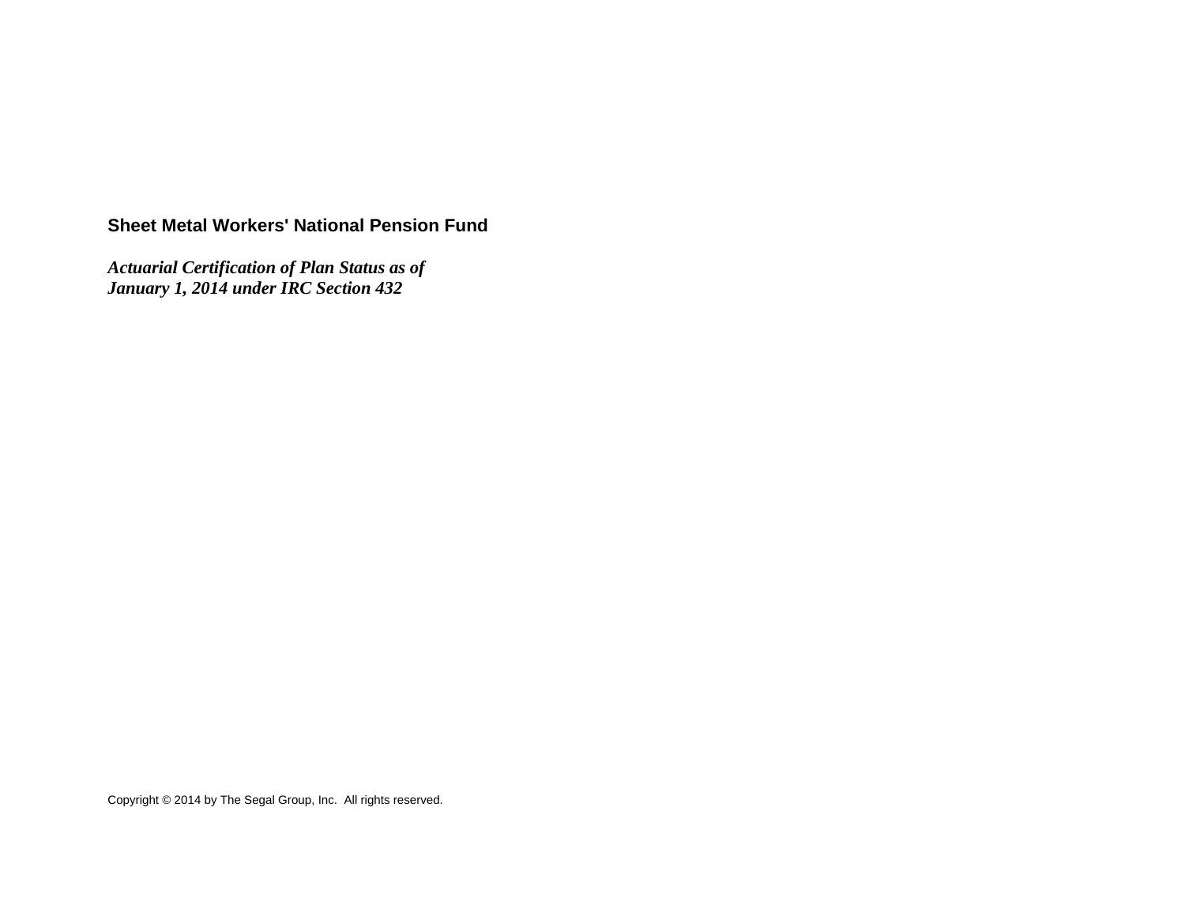# Sheet Metal Workers' National Pension Fund

***Actuarial Certification of Plan Status as of January 1, 2014 under IRC Section 432***

Copyright © 2014 by The Segal Group, Inc. All rights reserved.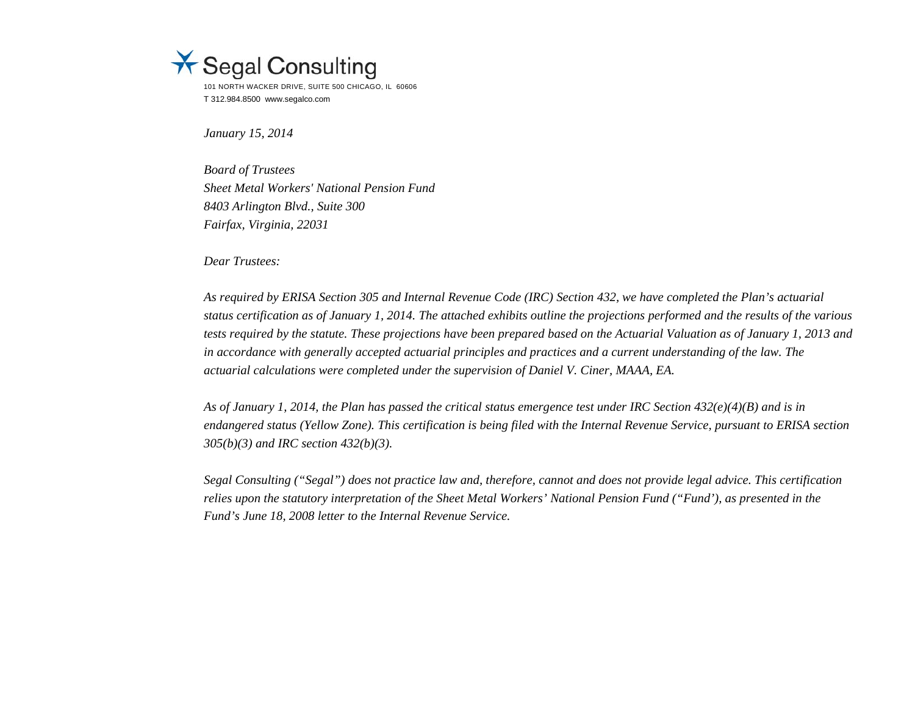Segal Consulting

101 NORTH WACKER DRIVE, SUITE 500 CHICAGO, IL 60606
T 312.984.8500 www.segalco.com

*January 15, 2014*

*Board of Trustees*
*Sheet Metal Workers' National Pension Fund*
*8403 Arlington Blvd., Suite 300*
*Fairfax, Virginia, 22031*

*Dear Trustees:*

*As required by ERISA Section 305 and Internal Revenue Code (IRC) Section 432, we have completed the Plan's actuarial status certification as of January 1, 2014. The attached exhibits outline the projections performed and the results of the various tests required by the statute. These projections have been prepared based on the Actuarial Valuation as of January 1, 2013 and in accordance with generally accepted actuarial principles and practices and a current understanding of the law. The actuarial calculations were completed under the supervision of Daniel V. Ciner, MAAA, EA.*

*As of January 1, 2014, the Plan has passed the critical status emergence test under IRC Section 432(e)(4)(B) and is in endangered status (Yellow Zone). This certification is being filed with the Internal Revenue Service, pursuant to ERISA section 305(b)(3) and IRC section 432(b)(3).*

*Segal Consulting ("Segal") does not practice law and, therefore, cannot and does not provide legal advice. This certification relies upon the statutory interpretation of the Sheet Metal Workers' National Pension Fund ("Fund'), as presented in the Fund's June 18, 2008 letter to the Internal Revenue Service.*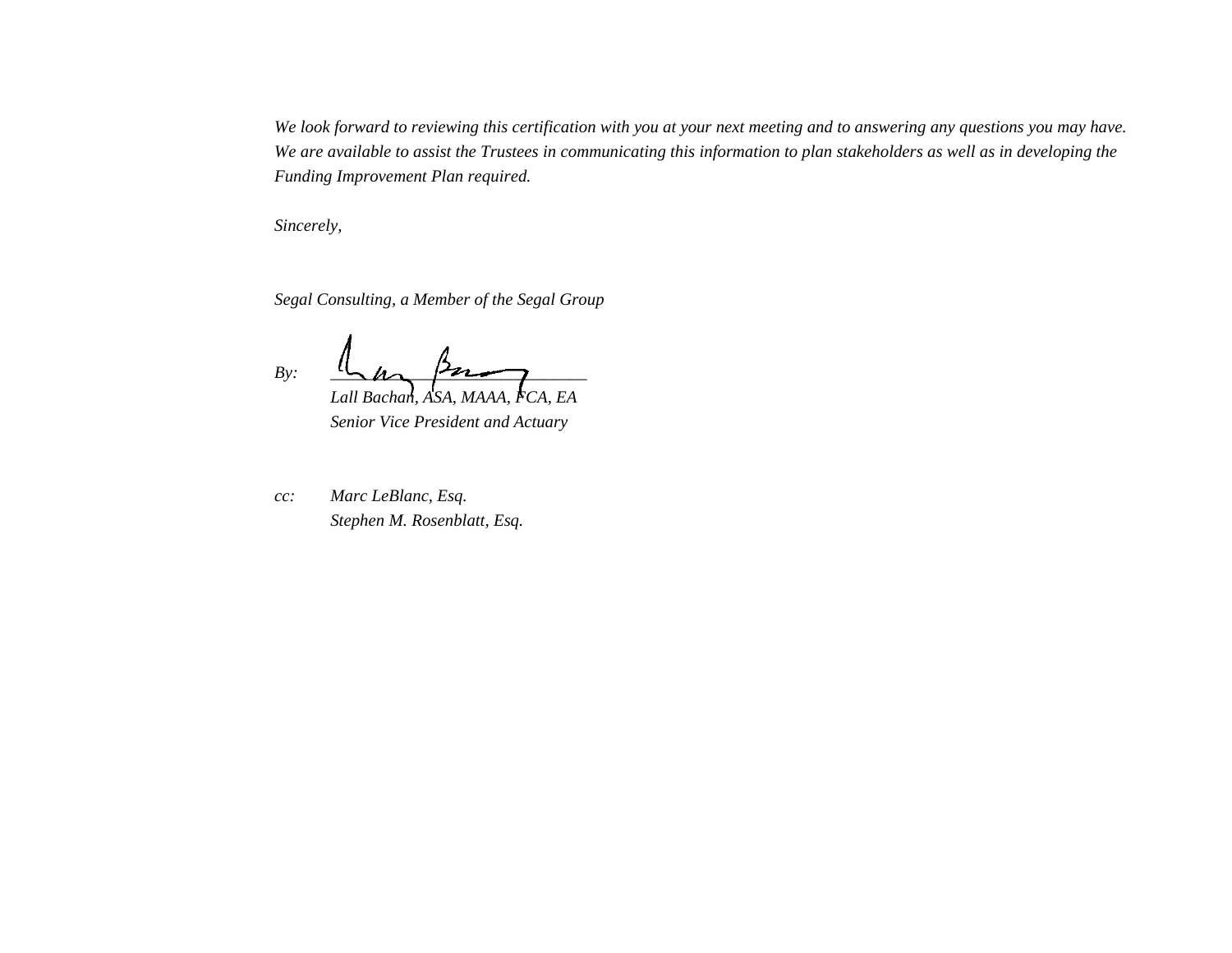*We look forward to reviewing this certification with you at your next meeting and to answering any questions you may have. We are available to assist the Trustees in communicating this information to plan stakeholders as well as in developing the Funding Improvement Plan required.*

*Sincerely,*

*Segal Consulting, a Member of the Segal Group*

*By:* ______________________________

*Lall Bachan, ASA, MAAA, FCA, EA*
*Senior Vice President and Actuary*

*cc:* *Marc LeBlanc, Esq.*
*Stephen M. Rosenblatt, Esq.*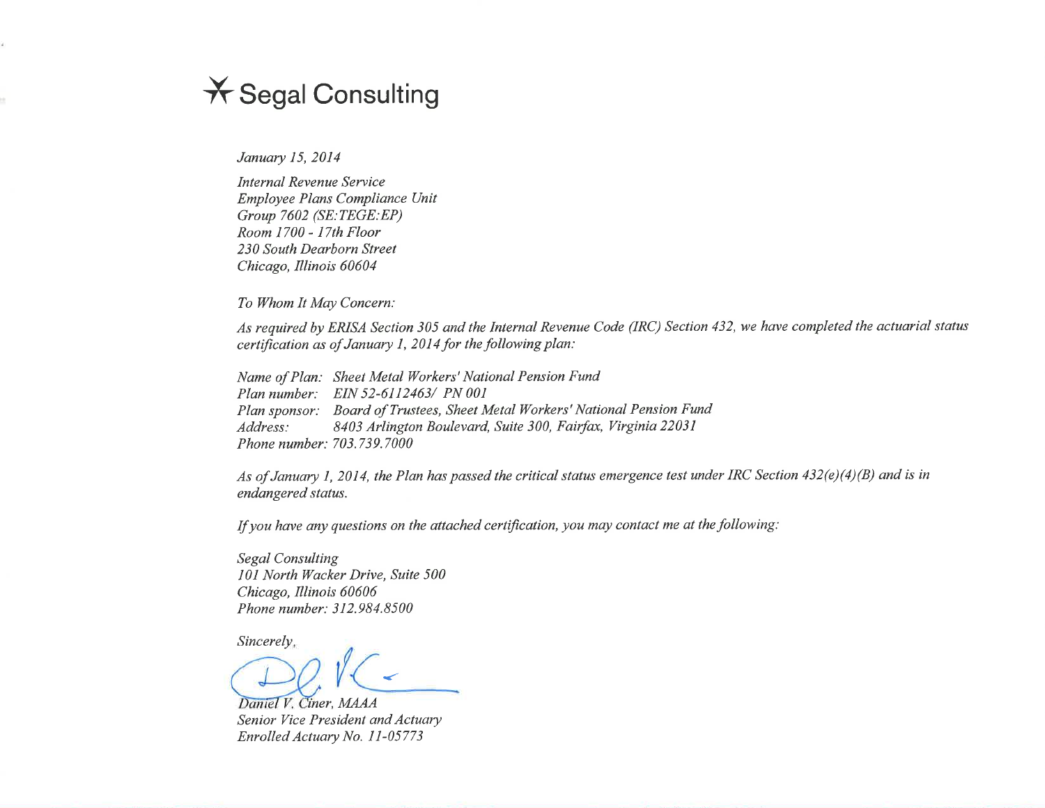# ✈ Segal Consulting

*January 15, 2014*

*Internal Revenue Service*
*Employee Plans Compliance Unit*
*Group 7602 (SE:TEGE:EP)*
*Room 1700 - 17th Floor*
*230 South Dearborn Street*
*Chicago, Illinois 60604*

*To Whom It May Concern:*

*As required by ERISA Section 305 and the Internal Revenue Code (IRC) Section 432, we have completed the actuarial status certification as of January 1, 2014 for the following plan:*

*Name of Plan: Sheet Metal Workers' National Pension Fund*
*Plan number: EIN 52-6112463/ PN 001*
*Plan sponsor: Board of Trustees, Sheet Metal Workers' National Pension Fund*
*Address: 8403 Arlington Boulevard, Suite 300, Fairfax, Virginia 22031*
*Phone number: 703.739.7000*

*As of January 1, 2014, the Plan has passed the critical status emergence test under IRC Section 432(e)(4)(B) and is in endangered status.*

*If you have any questions on the attached certification, you may contact me at the following:*

*Segal Consulting*
*101 North Wacker Drive, Suite 500*
*Chicago, Illinois 60606*
*Phone number: 312.984.8500*

*Sincerely,*

*Daniel V. Ciner, MAAA*
*Senior Vice President and Actuary*
*Enrolled Actuary No. 11-05773*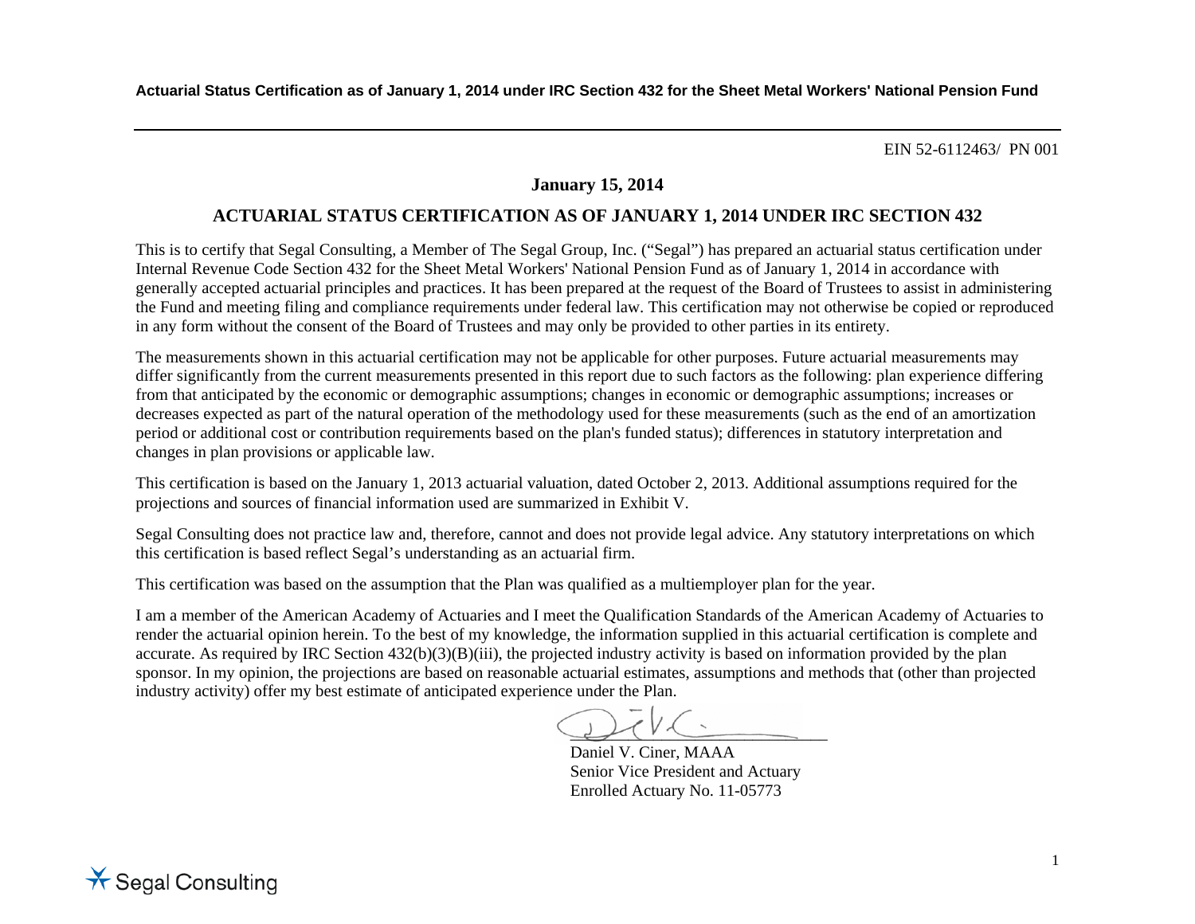EIN 52-6112463/ PN 001

**January 15, 2014**

## ACTUARIAL STATUS CERTIFICATION AS OF JANUARY 1, 2014 UNDER IRC SECTION 432

This is to certify that Segal Consulting, a Member of The Segal Group, Inc. ("Segal") has prepared an actuarial status certification under Internal Revenue Code Section 432 for the Sheet Metal Workers' National Pension Fund as of January 1, 2014 in accordance with generally accepted actuarial principles and practices. It has been prepared at the request of the Board of Trustees to assist in administering the Fund and meeting filing and compliance requirements under federal law. This certification may not otherwise be copied or reproduced in any form without the consent of the Board of Trustees and may only be provided to other parties in its entirety.

The measurements shown in this actuarial certification may not be applicable for other purposes. Future actuarial measurements may differ significantly from the current measurements presented in this report due to such factors as the following: plan experience differing from that anticipated by the economic or demographic assumptions; changes in economic or demographic assumptions; increases or decreases expected as part of the natural operation of the methodology used for these measurements (such as the end of an amortization period or additional cost or contribution requirements based on the plan's funded status); differences in statutory interpretation and changes in plan provisions or applicable law.

This certification is based on the January 1, 2013 actuarial valuation, dated October 2, 2013. Additional assumptions required for the projections and sources of financial information used are summarized in Exhibit V.

Segal Consulting does not practice law and, therefore, cannot and does not provide legal advice. Any statutory interpretations on which this certification is based reflect Segal's understanding as an actuarial firm.

This certification was based on the assumption that the Plan was qualified as a multiemployer plan for the year.

I am a member of the American Academy of Actuaries and I meet the Qualification Standards of the American Academy of Actuaries to render the actuarial opinion herein. To the best of my knowledge, the information supplied in this actuarial certification is complete and accurate. As required by IRC Section 432(b)(3)(B)(iii), the projected industry activity is based on information provided by the plan sponsor. In my opinion, the projections are based on reasonable actuarial estimates, assumptions and methods that (other than projected industry activity) offer my best estimate of anticipated experience under the Plan.

Daniel V. Ciner, MAAA
Senior Vice President and Actuary
Enrolled Actuary No. 11-05773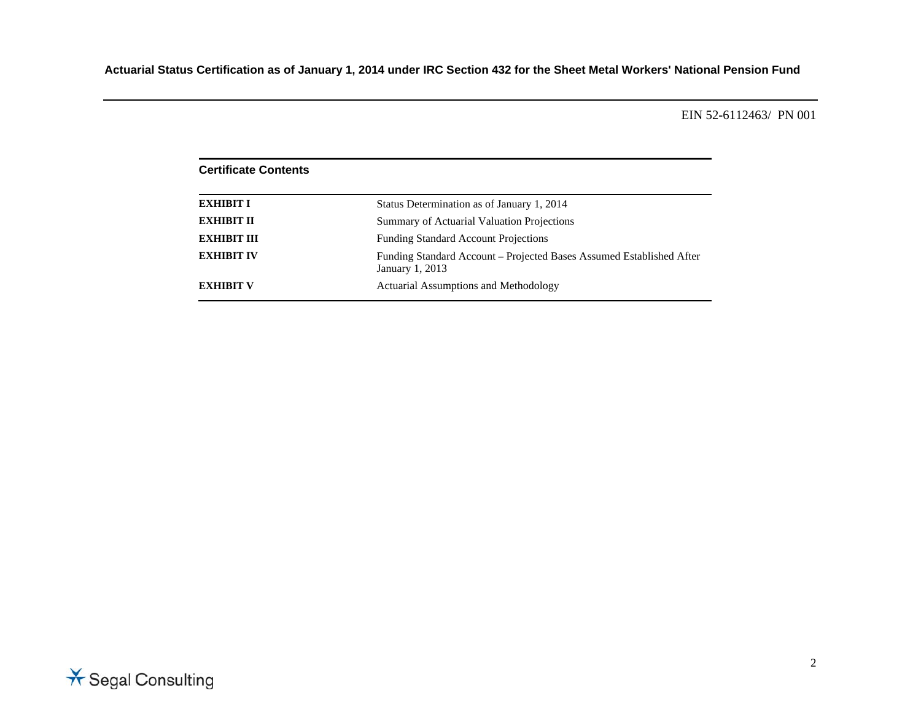EIN 52-6112463/ PN 001

## Certificate Contents

| | |
|---|---|
| **EXHIBIT I** | Status Determination as of January 1, 2014 |
| **EXHIBIT II** | Summary of Actuarial Valuation Projections |
| **EXHIBIT III** | Funding Standard Account Projections |
| **EXHIBIT IV** | Funding Standard Account – Projected Bases Assumed Established After January 1, 2013 |
| **EXHIBIT V** | Actuarial Assumptions and Methodology |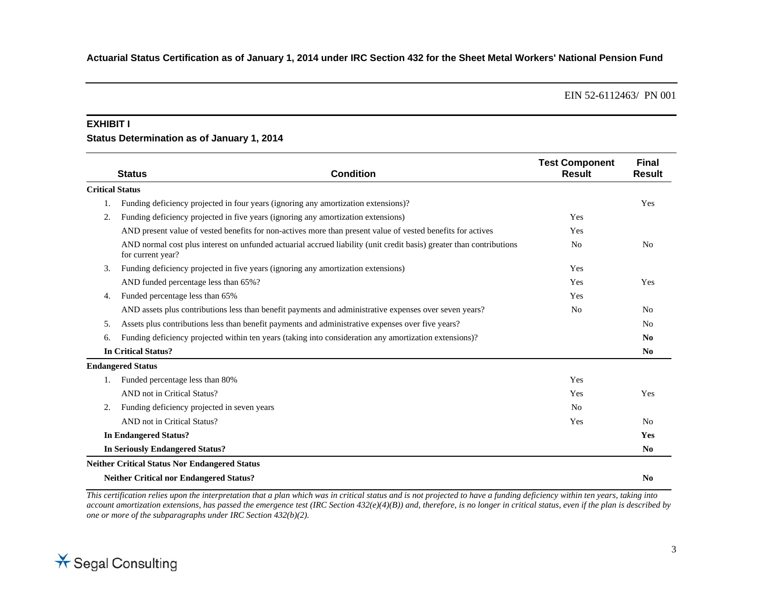**Actuarial Status Certification as of January 1, 2014 under IRC Section 432 for the Sheet Metal Workers' National Pension Fund**

EIN 52-6112463/ PN 001

## EXHIBIT I

### Status Determination as of January 1, 2014

| Status | Condition | Test Component Result | Final Result |
|---|---|---|---|
| **Critical Status** | | | |
| 1. | Funding deficiency projected in four years (ignoring any amortization extensions)? | | Yes |
| 2. | Funding deficiency projected in five years (ignoring any amortization extensions) | Yes | |
| | AND present value of vested benefits for non-actives more than present value of vested benefits for actives | Yes | |
| | AND normal cost plus interest on unfunded actuarial accrued liability (unit credit basis) greater than contributions for current year? | No | No |
| 3. | Funding deficiency projected in five years (ignoring any amortization extensions) | Yes | |
| | AND funded percentage less than 65%? | Yes | Yes |
| 4. | Funded percentage less than 65% | Yes | |
| | AND assets plus contributions less than benefit payments and administrative expenses over seven years? | No | No |
| 5. | Assets plus contributions less than benefit payments and administrative expenses over five years? | | No |
| 6. | Funding deficiency projected within ten years (taking into consideration any amortization extensions)? | | **No** |
| | **In Critical Status?** | | **No** |
| **Endangered Status** | | | |
| 1. | Funded percentage less than 80% | Yes | |
| | AND not in Critical Status? | Yes | Yes |
| 2. | Funding deficiency projected in seven years | No | |
| | AND not in Critical Status? | Yes | No |
| | **In Endangered Status?** | | **Yes** |
| | **In Seriously Endangered Status?** | | **No** |
| **Neither Critical Status Nor Endangered Status** | | | |
| | **Neither Critical nor Endangered Status?** | | **No** |

*This certification relies upon the interpretation that a plan which was in critical status and is not projected to have a funding deficiency within ten years, taking into account amortization extensions, has passed the emergence test (IRC Section 432(e)(4)(B)) and, therefore, is no longer in critical status, even if the plan is described by one or more of the subparagraphs under IRC Section 432(b)(2).*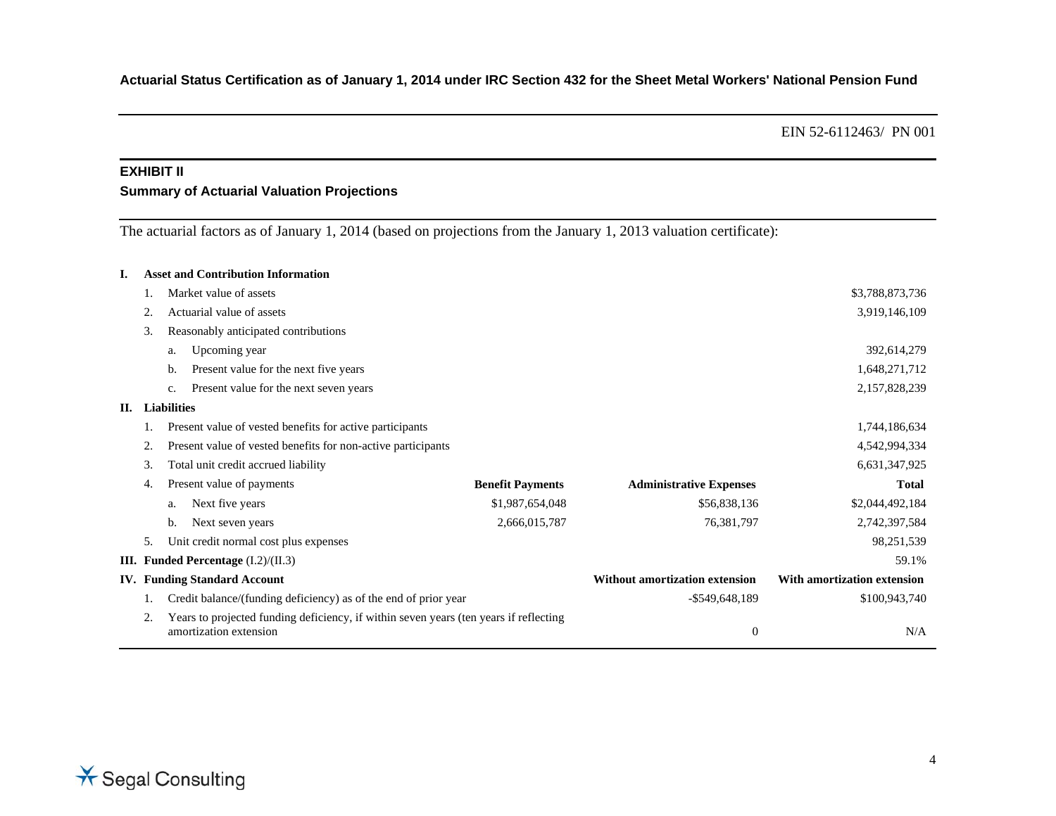EIN 52-6112463/ PN 001

## EXHIBIT II

### Summary of Actuarial Valuation Projections

The actuarial factors as of January 1, 2014 (based on projections from the January 1, 2013 valuation certificate):

| | | | | | |
|---|---|---|---|---|---|
| **I.** | **Asset and Contribution Information** | | | | |
| | 1. Market value of assets | | | | $3,788,873,736 |
| | 2. Actuarial value of assets | | | | 3,919,146,109 |
| | 3. Reasonably anticipated contributions | | | | |
| | a. Upcoming year | | | | 392,614,279 |
| | b. Present value for the next five years | | | | 1,648,271,712 |
| | c. Present value for the next seven years | | | | 2,157,828,239 |
| **II.** | **Liabilities** | | | | |
| | 1. Present value of vested benefits for active participants | | | | 1,744,186,634 |
| | 2. Present value of vested benefits for non-active participants | | | | 4,542,994,334 |
| | 3. Total unit credit accrued liability | | | | 6,631,347,925 |
| | 4. Present value of payments | | **Benefit Payments** | **Administrative Expenses** | **Total** |
| | a. Next five years | | $1,987,654,048 | $56,838,136 | $2,044,492,184 |
| | b. Next seven years | | 2,666,015,787 | 76,381,797 | 2,742,397,584 |
| | 5. Unit credit normal cost plus expenses | | | | 98,251,539 |
| **III.** | **Funded Percentage** (I.2)/(II.3) | | | | 59.1% |
| **IV.** | **Funding Standard Account** | | | **Without amortization extension** | **With amortization extension** |
| | 1. Credit balance/(funding deficiency) as of the end of prior year | | | -$549,648,189 | $100,943,740 |
| | 2. Years to projected funding deficiency, if within seven years (ten years if reflecting amortization extension | | | 0 | N/A |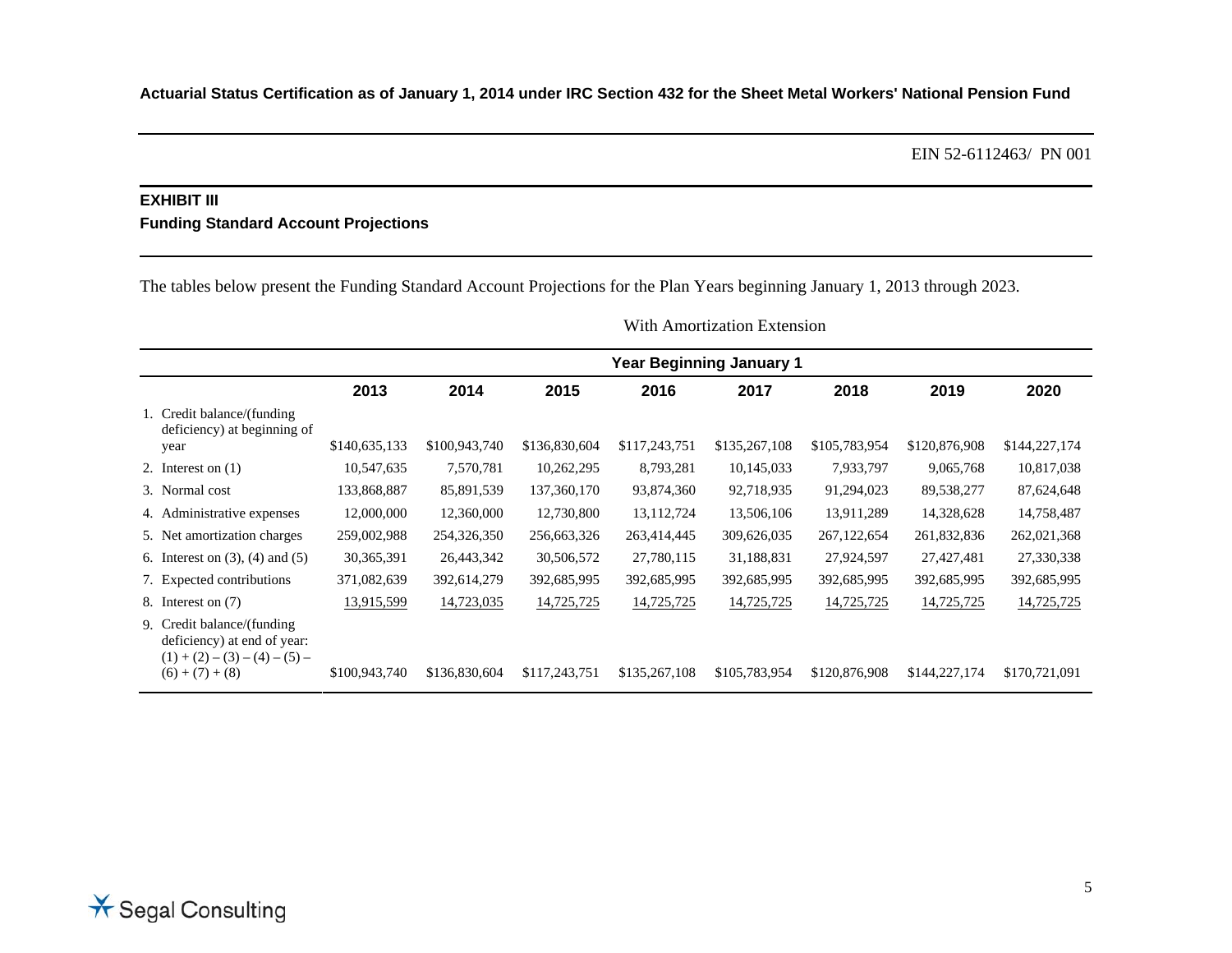**Actuarial Status Certification as of January 1, 2014 under IRC Section 432 for the Sheet Metal Workers' National Pension Fund**

EIN 52-6112463/ PN 001

## EXHIBIT III
### Funding Standard Account Projections

The tables below present the Funding Standard Account Projections for the Plan Years beginning January 1, 2013 through 2023.

With Amortization Extension

| | Year Beginning January 1 | | | | | | | |
|---|---|---|---|---|---|---|---|---|
| | **2013** | **2014** | **2015** | **2016** | **2017** | **2018** | **2019** | **2020** |
| 1. Credit balance/(funding deficiency) at beginning of year | $140,635,133 | $100,943,740 | $136,830,604 | $117,243,751 | $135,267,108 | $105,783,954 | $120,876,908 | $144,227,174 |
| 2. Interest on (1) | 10,547,635 | 7,570,781 | 10,262,295 | 8,793,281 | 10,145,033 | 7,933,797 | 9,065,768 | 10,817,038 |
| 3. Normal cost | 133,868,887 | 85,891,539 | 137,360,170 | 93,874,360 | 92,718,935 | 91,294,023 | 89,538,277 | 87,624,648 |
| 4. Administrative expenses | 12,000,000 | 12,360,000 | 12,730,800 | 13,112,724 | 13,506,106 | 13,911,289 | 14,328,628 | 14,758,487 |
| 5. Net amortization charges | 259,002,988 | 254,326,350 | 256,663,326 | 263,414,445 | 309,626,035 | 267,122,654 | 261,832,836 | 262,021,368 |
| 6. Interest on (3), (4) and (5) | 30,365,391 | 26,443,342 | 30,506,572 | 27,780,115 | 31,188,831 | 27,924,597 | 27,427,481 | 27,330,338 |
| 7. Expected contributions | 371,082,639 | 392,614,279 | 392,685,995 | 392,685,995 | 392,685,995 | 392,685,995 | 392,685,995 | 392,685,995 |
| 8. Interest on (7) | 13,915,599 | 14,723,035 | 14,725,725 | 14,725,725 | 14,725,725 | 14,725,725 | 14,725,725 | 14,725,725 |
| 9. Credit balance/(funding deficiency) at end of year: (1) + (2) – (3) – (4) – (5) – (6) + (7) + (8) | $100,943,740 | $136,830,604 | $117,243,751 | $135,267,108 | $105,783,954 | $120,876,908 | $144,227,174 | $170,721,091 |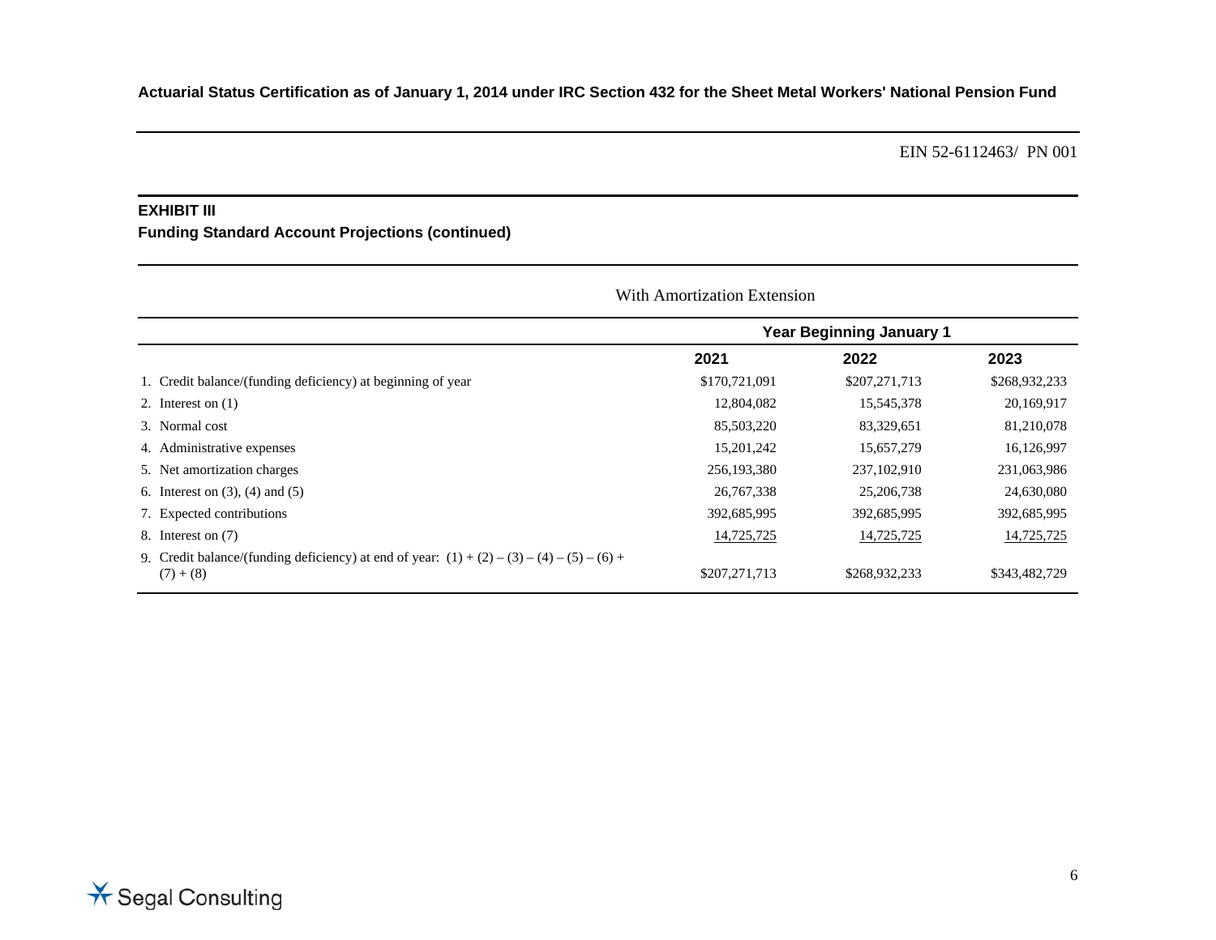**Actuarial Status Certification as of January 1, 2014 under IRC Section 432 for the Sheet Metal Workers' National Pension Fund**

EIN 52-6112463/ PN 001

## EXHIBIT III

### Funding Standard Account Projections (continued)

With Amortization Extension

| | Year Beginning January 1 | | |
|---|---|---|---|
| | **2021** | **2022** | **2023** |
| 1. Credit balance/(funding deficiency) at beginning of year | $170,721,091 | $207,271,713 | $268,932,233 |
| 2. Interest on (1) | 12,804,082 | 15,545,378 | 20,169,917 |
| 3. Normal cost | 85,503,220 | 83,329,651 | 81,210,078 |
| 4. Administrative expenses | 15,201,242 | 15,657,279 | 16,126,997 |
| 5. Net amortization charges | 256,193,380 | 237,102,910 | 231,063,986 |
| 6. Interest on (3), (4) and (5) | 26,767,338 | 25,206,738 | 24,630,080 |
| 7. Expected contributions | 392,685,995 | 392,685,995 | 392,685,995 |
| 8. Interest on (7) | 14,725,725 | 14,725,725 | 14,725,725 |
| 9. Credit balance/(funding deficiency) at end of year: (1) + (2) – (3) – (4) – (5) – (6) + (7) + (8) | $207,271,713 | $268,932,233 | $343,482,729 |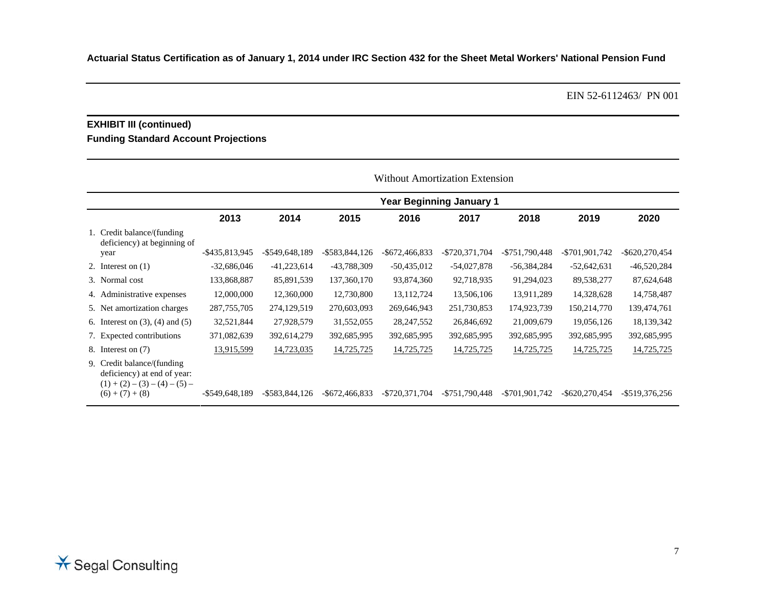**Actuarial Status Certification as of January 1, 2014 under IRC Section 432 for the Sheet Metal Workers' National Pension Fund**

EIN 52-6112463/ PN 001

## EXHIBIT III (continued)

### Funding Standard Account Projections

Without Amortization Extension

| | Year Beginning January 1 | | | | | | | |
|---|---|---|---|---|---|---|---|---|
| | 2013 | 2014 | 2015 | 2016 | 2017 | 2018 | 2019 | 2020 |
| 1. Credit balance/(funding deficiency) at beginning of year | -$435,813,945 | -$549,648,189 | -$583,844,126 | -$672,466,833 | -$720,371,704 | -$751,790,448 | -$701,901,742 | -$620,270,454 |
| 2. Interest on (1) | -32,686,046 | -41,223,614 | -43,788,309 | -50,435,012 | -54,027,878 | -56,384,284 | -52,642,631 | -46,520,284 |
| 3. Normal cost | 133,868,887 | 85,891,539 | 137,360,170 | 93,874,360 | 92,718,935 | 91,294,023 | 89,538,277 | 87,624,648 |
| 4. Administrative expenses | 12,000,000 | 12,360,000 | 12,730,800 | 13,112,724 | 13,506,106 | 13,911,289 | 14,328,628 | 14,758,487 |
| 5. Net amortization charges | 287,755,705 | 274,129,519 | 270,603,093 | 269,646,943 | 251,730,853 | 174,923,739 | 150,214,770 | 139,474,761 |
| 6. Interest on (3), (4) and (5) | 32,521,844 | 27,928,579 | 31,552,055 | 28,247,552 | 26,846,692 | 21,009,679 | 19,056,126 | 18,139,342 |
| 7. Expected contributions | 371,082,639 | 392,614,279 | 392,685,995 | 392,685,995 | 392,685,995 | 392,685,995 | 392,685,995 | 392,685,995 |
| 8. Interest on (7) | 13,915,599 | 14,723,035 | 14,725,725 | 14,725,725 | 14,725,725 | 14,725,725 | 14,725,725 | 14,725,725 |
| 9. Credit balance/(funding deficiency) at end of year: (1) + (2) – (3) – (4) – (5) – (6) + (7) + (8) | -$549,648,189 | -$583,844,126 | -$672,466,833 | -$720,371,704 | -$751,790,448 | -$701,901,742 | -$620,270,454 | -$519,376,256 |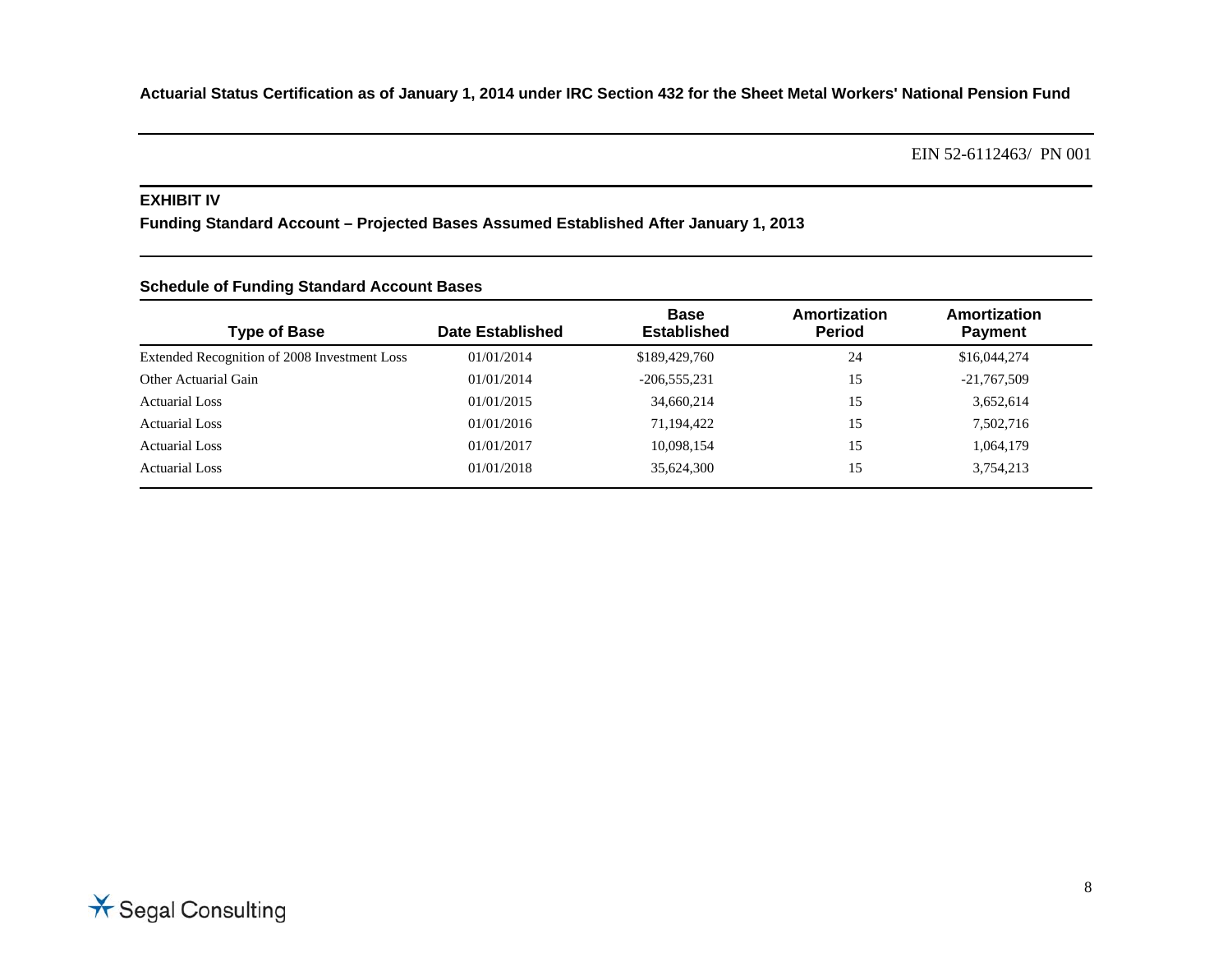EIN 52-6112463/ PN 001

## EXHIBIT IV

### Funding Standard Account – Projected Bases Assumed Established After January 1, 2013

#### Schedule of Funding Standard Account Bases

| Type of Base | Date Established | Base Established | Amortization Period | Amortization Payment |
|---|---|---|---|---|
| Extended Recognition of 2008 Investment Loss | 01/01/2014 | $189,429,760 | 24 | $16,044,274 |
| Other Actuarial Gain | 01/01/2014 | -206,555,231 | 15 | -21,767,509 |
| Actuarial Loss | 01/01/2015 | 34,660,214 | 15 | 3,652,614 |
| Actuarial Loss | 01/01/2016 | 71,194,422 | 15 | 7,502,716 |
| Actuarial Loss | 01/01/2017 | 10,098,154 | 15 | 1,064,179 |
| Actuarial Loss | 01/01/2018 | 35,624,300 | 15 | 3,754,213 |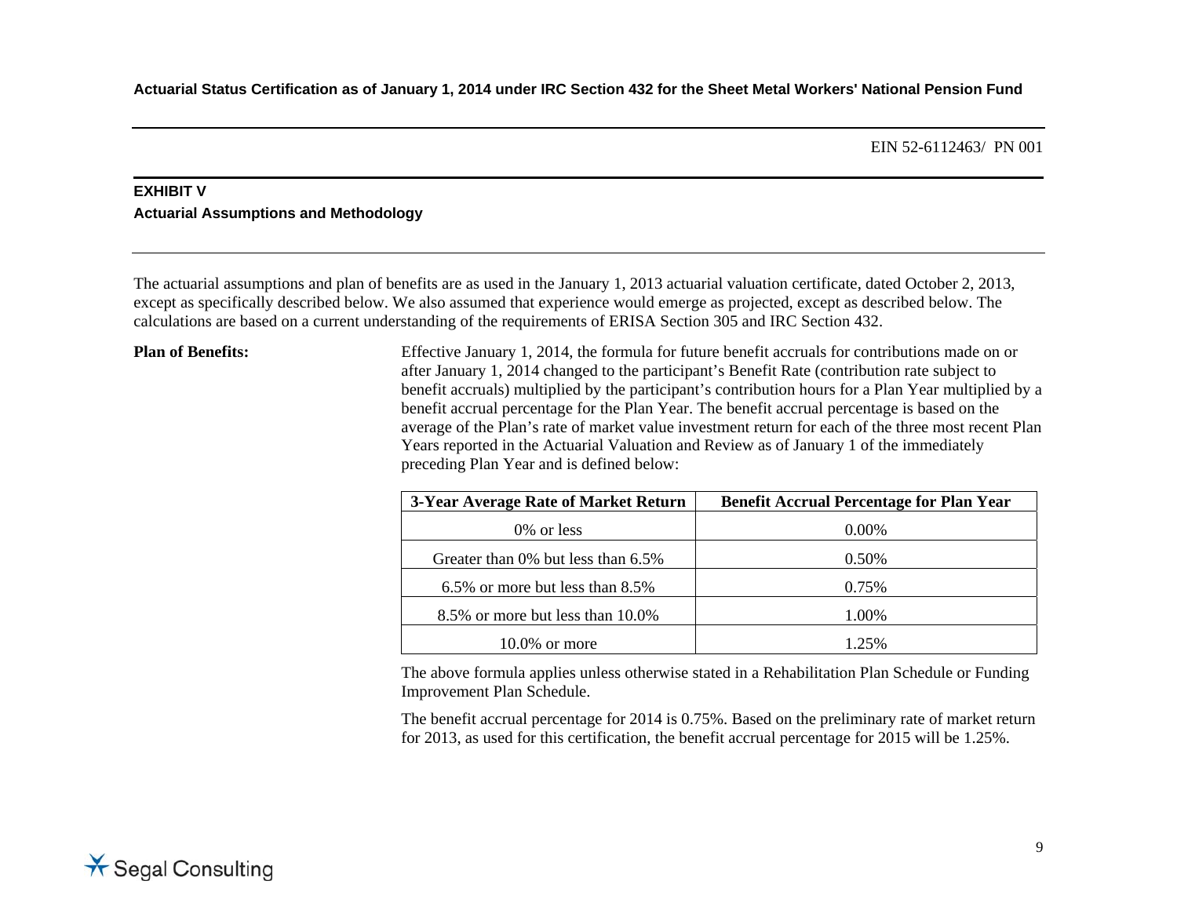EIN 52-6112463/ PN 001

## EXHIBIT V

### Actuarial Assumptions and Methodology

The actuarial assumptions and plan of benefits are as used in the January 1, 2013 actuarial valuation certificate, dated October 2, 2013, except as specifically described below. We also assumed that experience would emerge as projected, except as described below. The calculations are based on a current understanding of the requirements of ERISA Section 305 and IRC Section 432.

**Plan of Benefits:**

Effective January 1, 2014, the formula for future benefit accruals for contributions made on or after January 1, 2014 changed to the participant's Benefit Rate (contribution rate subject to benefit accruals) multiplied by the participant's contribution hours for a Plan Year multiplied by a benefit accrual percentage for the Plan Year. The benefit accrual percentage is based on the average of the Plan's rate of market value investment return for each of the three most recent Plan Years reported in the Actuarial Valuation and Review as of January 1 of the immediately preceding Plan Year and is defined below:

| 3-Year Average Rate of Market Return | Benefit Accrual Percentage for Plan Year |
|---|---|
| 0% or less | 0.00% |
| Greater than 0% but less than 6.5% | 0.50% |
| 6.5% or more but less than 8.5% | 0.75% |
| 8.5% or more but less than 10.0% | 1.00% |
| 10.0% or more | 1.25% |

The above formula applies unless otherwise stated in a Rehabilitation Plan Schedule or Funding Improvement Plan Schedule.

The benefit accrual percentage for 2014 is 0.75%. Based on the preliminary rate of market return for 2013, as used for this certification, the benefit accrual percentage for 2015 will be 1.25%.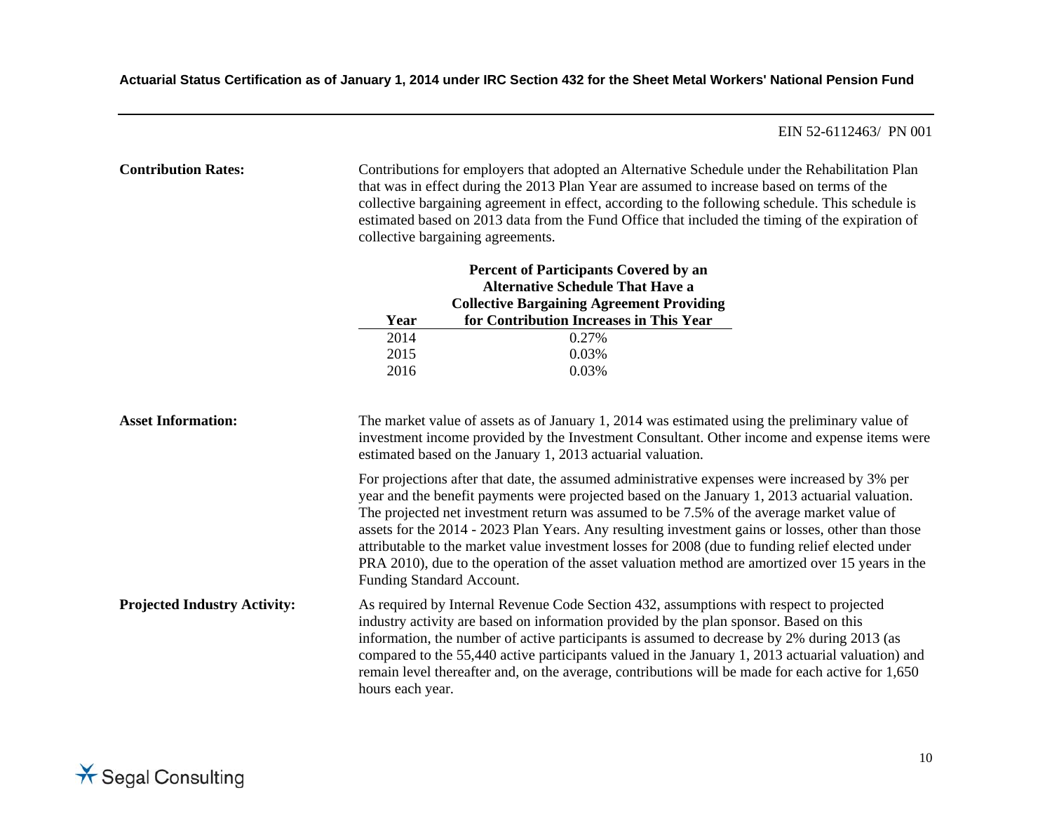EIN 52-6112463/ PN 001

**Contribution Rates:**

Contributions for employers that adopted an Alternative Schedule under the Rehabilitation Plan that was in effect during the 2013 Plan Year are assumed to increase based on terms of the collective bargaining agreement in effect, according to the following schedule. This schedule is estimated based on 2013 data from the Fund Office that included the timing of the expiration of collective bargaining agreements.

| Year | Percent of Participants Covered by an Alternative Schedule That Have a Collective Bargaining Agreement Providing for Contribution Increases in This Year |
|---|---|
| 2014 | 0.27% |
| 2015 | 0.03% |
| 2016 | 0.03% |

**Asset Information:**

The market value of assets as of January 1, 2014 was estimated using the preliminary value of investment income provided by the Investment Consultant. Other income and expense items were estimated based on the January 1, 2013 actuarial valuation.

For projections after that date, the assumed administrative expenses were increased by 3% per year and the benefit payments were projected based on the January 1, 2013 actuarial valuation. The projected net investment return was assumed to be 7.5% of the average market value of assets for the 2014 - 2023 Plan Years. Any resulting investment gains or losses, other than those attributable to the market value investment losses for 2008 (due to funding relief elected under PRA 2010), due to the operation of the asset valuation method are amortized over 15 years in the Funding Standard Account.

**Projected Industry Activity:**

As required by Internal Revenue Code Section 432, assumptions with respect to projected industry activity are based on information provided by the plan sponsor. Based on this information, the number of active participants is assumed to decrease by 2% during 2013 (as compared to the 55,440 active participants valued in the January 1, 2013 actuarial valuation) and remain level thereafter and, on the average, contributions will be made for each active for 1,650 hours each year.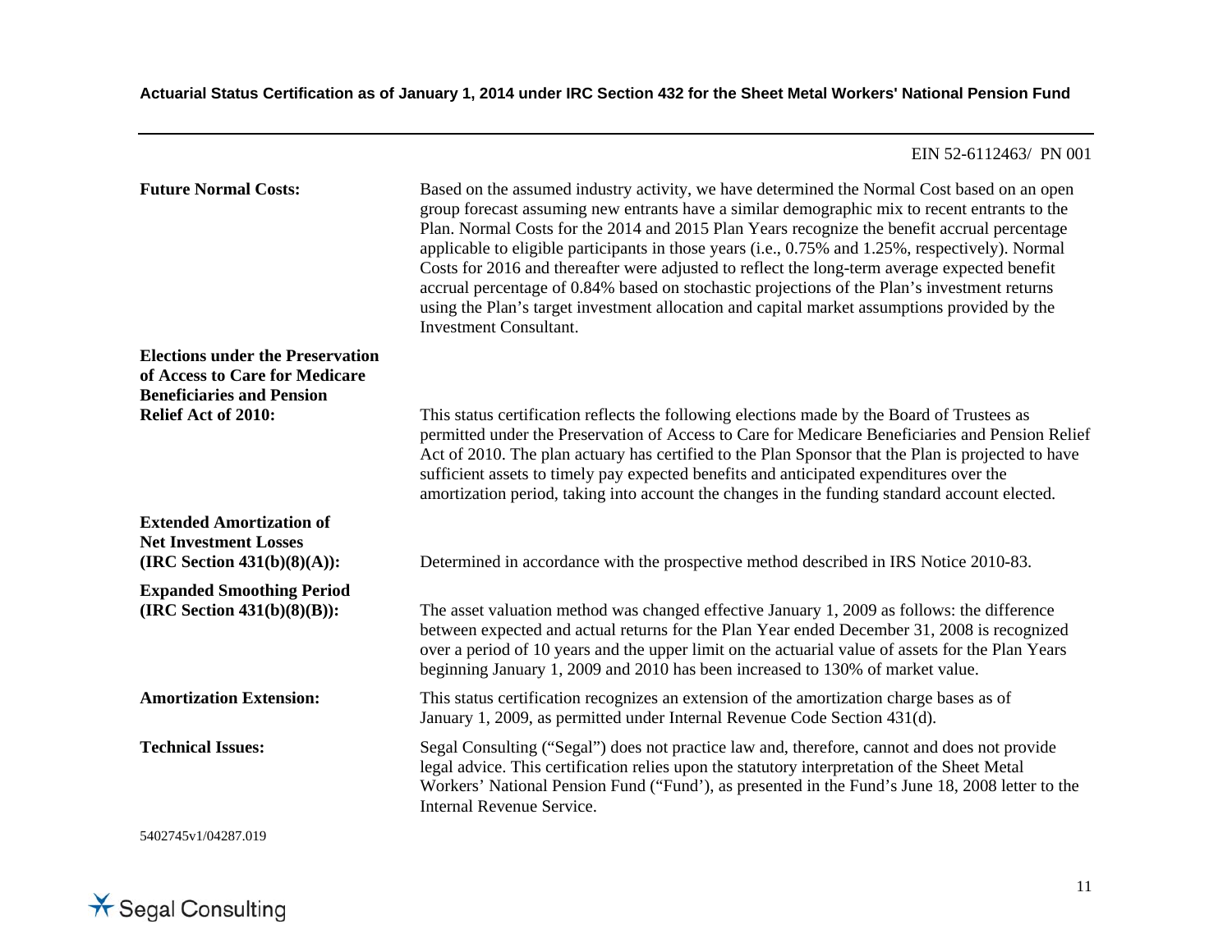EIN 52-6112463/ PN 001

**Future Normal Costs:** Based on the assumed industry activity, we have determined the Normal Cost based on an open group forecast assuming new entrants have a similar demographic mix to recent entrants to the Plan. Normal Costs for the 2014 and 2015 Plan Years recognize the benefit accrual percentage applicable to eligible participants in those years (i.e., 0.75% and 1.25%, respectively). Normal Costs for 2016 and thereafter were adjusted to reflect the long-term average expected benefit accrual percentage of 0.84% based on stochastic projections of the Plan's investment returns using the Plan's target investment allocation and capital market assumptions provided by the Investment Consultant.

**Elections under the Preservation of Access to Care for Medicare Beneficiaries and Pension Relief Act of 2010:** This status certification reflects the following elections made by the Board of Trustees as permitted under the Preservation of Access to Care for Medicare Beneficiaries and Pension Relief Act of 2010. The plan actuary has certified to the Plan Sponsor that the Plan is projected to have sufficient assets to timely pay expected benefits and anticipated expenditures over the amortization period, taking into account the changes in the funding standard account elected.

**Extended Amortization of Net Investment Losses (IRC Section 431(b)(8)(A)):** Determined in accordance with the prospective method described in IRS Notice 2010-83.

**Expanded Smoothing Period (IRC Section 431(b)(8)(B)):** The asset valuation method was changed effective January 1, 2009 as follows: the difference between expected and actual returns for the Plan Year ended December 31, 2008 is recognized over a period of 10 years and the upper limit on the actuarial value of assets for the Plan Years beginning January 1, 2009 and 2010 has been increased to 130% of market value.

**Amortization Extension:** This status certification recognizes an extension of the amortization charge bases as of January 1, 2009, as permitted under Internal Revenue Code Section 431(d).

**Technical Issues:** Segal Consulting ("Segal") does not practice law and, therefore, cannot and does not provide legal advice. This certification relies upon the statutory interpretation of the Sheet Metal Workers' National Pension Fund ("Fund'), as presented in the Fund's June 18, 2008 letter to the Internal Revenue Service.

5402745v1/04287.019